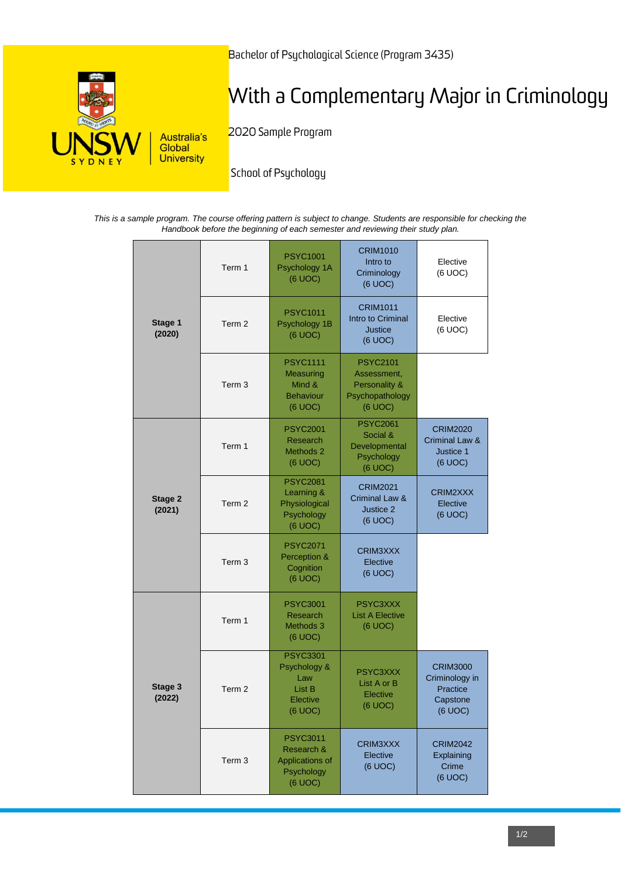Bachelor of Psychological Science (Program 3435)

# With a Complementary Major in Criminology

2020 Sample Program

School of Psychology

*This is a sample program. The course offering pattern is subject to change. Students are responsible for checking the Handbook before the beginning of each semester and reviewing their study plan.*

| Stage | Term | Course | Course | Course |
|---|---|---|---|---|
| **Stage 1 (2020)** | Term 1 | PSYC1001 Psychology 1A (6 UOC) | CRIM1010 Intro to Criminology (6 UOC) | Elective (6 UOC) |
| | Term 2 | PSYC1011 Psychology 1B (6 UOC) | CRIM1011 Intro to Criminal Justice (6 UOC) | Elective (6 UOC) |
| | Term 3 | PSYC1111 Measuring Mind & Behaviour (6 UOC) | PSYC2101 Assessment, Personality & Psychopathology (6 UOC) | |
| **Stage 2 (2021)** | Term 1 | PSYC2001 Research Methods 2 (6 UOC) | PSYC2061 Social & Developmental Psychology (6 UOC) | CRIM2020 Criminal Law & Justice 1 (6 UOC) |
| | Term 2 | PSYC2081 Learning & Physiological Psychology (6 UOC) | CRIM2021 Criminal Law & Justice 2 (6 UOC) | CRIM2XXX Elective (6 UOC) |
| | Term 3 | PSYC2071 Perception & Cognition (6 UOC) | CRIM3XXX Elective (6 UOC) | |
| **Stage 3 (2022)** | Term 1 | PSYC3001 Research Methods 3 (6 UOC) | PSYC3XXX List A Elective (6 UOC) | |
| | Term 2 | PSYC3301 Psychology & Law List B Elective (6 UOC) | PSYC3XXX List A or B Elective (6 UOC) | CRIM3000 Criminology in Practice Capstone (6 UOC) |
| | Term 3 | PSYC3011 Research & Applications of Psychology (6 UOC) | CRIM3XXX Elective (6 UOC) | CRIM2042 Explaining Crime (6 UOC) |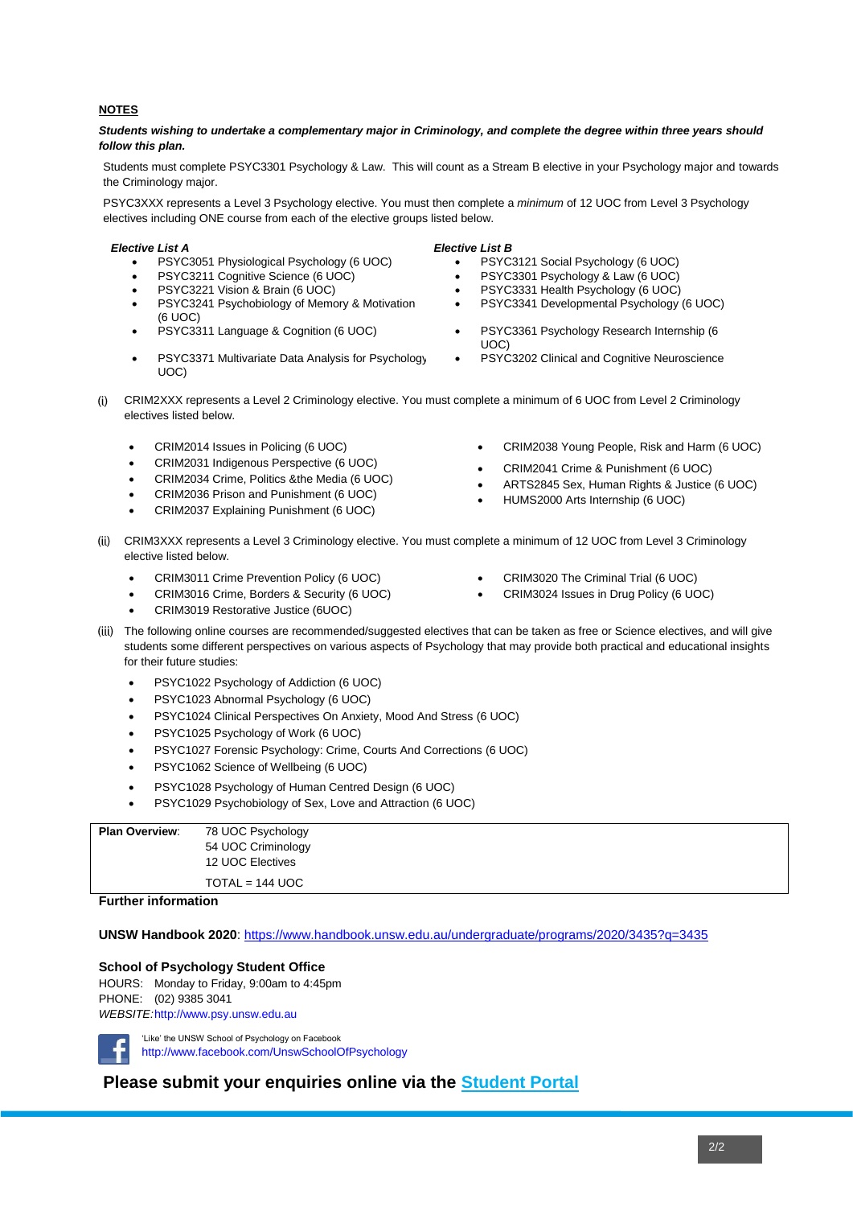## NOTES

***Students wishing to undertake a complementary major in Criminology, and complete the degree within three years should follow this plan.***

Students must complete PSYC3301 Psychology & Law. This will count as a Stream B elective in your Psychology major and towards the Criminology major.

PSYC3XXX represents a Level 3 Psychology elective. You must then complete a *minimum* of 12 UOC from Level 3 Psychology electives including ONE course from each of the elective groups listed below.

***Elective List A***

- PSYC3051 Physiological Psychology (6 UOC)
- PSYC3211 Cognitive Science (6 UOC)
- PSYC3221 Vision & Brain (6 UOC)
- PSYC3241 Psychobiology of Memory & Motivation (6 UOC)
- PSYC3311 Language & Cognition (6 UOC)
- PSYC3371 Multivariate Data Analysis for Psychology UOC)

***Elective List B***

- PSYC3121 Social Psychology (6 UOC)
- PSYC3301 Psychology & Law (6 UOC)
- PSYC3331 Health Psychology (6 UOC)
- PSYC3341 Developmental Psychology (6 UOC)
- PSYC3361 Psychology Research Internship (6 UOC)
- PSYC3202 Clinical and Cognitive Neuroscience

(i) CRIM2XXX represents a Level 2 Criminology elective. You must complete a minimum of 6 UOC from Level 2 Criminology electives listed below.

- CRIM2014 Issues in Policing (6 UOC)
- CRIM2031 Indigenous Perspective (6 UOC)
- CRIM2034 Crime, Politics &the Media (6 UOC)
- CRIM2036 Prison and Punishment (6 UOC)
- CRIM2037 Explaining Punishment (6 UOC)
- CRIM2038 Young People, Risk and Harm (6 UOC)
- CRIM2041 Crime & Punishment (6 UOC)
- ARTS2845 Sex, Human Rights & Justice (6 UOC)
- HUMS2000 Arts Internship (6 UOC)

(ii) CRIM3XXX represents a Level 3 Criminology elective. You must complete a minimum of 12 UOC from Level 3 Criminology elective listed below.

- CRIM3011 Crime Prevention Policy (6 UOC)
- CRIM3016 Crime, Borders & Security (6 UOC)
- CRIM3019 Restorative Justice (6UOC)
- CRIM3020 The Criminal Trial (6 UOC)
- CRIM3024 Issues in Drug Policy (6 UOC)

(iii) The following online courses are recommended/suggested electives that can be taken as free or Science electives, and will give students some different perspectives on various aspects of Psychology that may provide both practical and educational insights for their future studies:

- PSYC1022 Psychology of Addiction (6 UOC)
- PSYC1023 Abnormal Psychology (6 UOC)
- PSYC1024 Clinical Perspectives On Anxiety, Mood And Stress (6 UOC)
- PSYC1025 Psychology of Work (6 UOC)
- PSYC1027 Forensic Psychology: Crime, Courts And Corrections (6 UOC)
- PSYC1062 Science of Wellbeing (6 UOC)
- PSYC1028 Psychology of Human Centred Design (6 UOC)
- PSYC1029 Psychobiology of Sex, Love and Attraction (6 UOC)

| | |
|---|---|
| **Plan Overview**: | 78 UOC Psychology<br>54 UOC Criminology<br>12 UOC Electives<br>TOTAL = 144 UOC |

**Further information**

**UNSW Handbook 2020**: https://www.handbook.unsw.edu.au/undergraduate/programs/2020/3435?q=3435

**School of Psychology Student Office**
HOURS: Monday to Friday, 9:00am to 4:45pm
PHONE: (02) 9385 3041
*WEBSITE:* http://www.psy.unsw.edu.au

'Like' the UNSW School of Psychology on Facebook
http://www.facebook.com/UnswSchoolOfPsychology

**Please submit your enquiries online via the Student Portal**